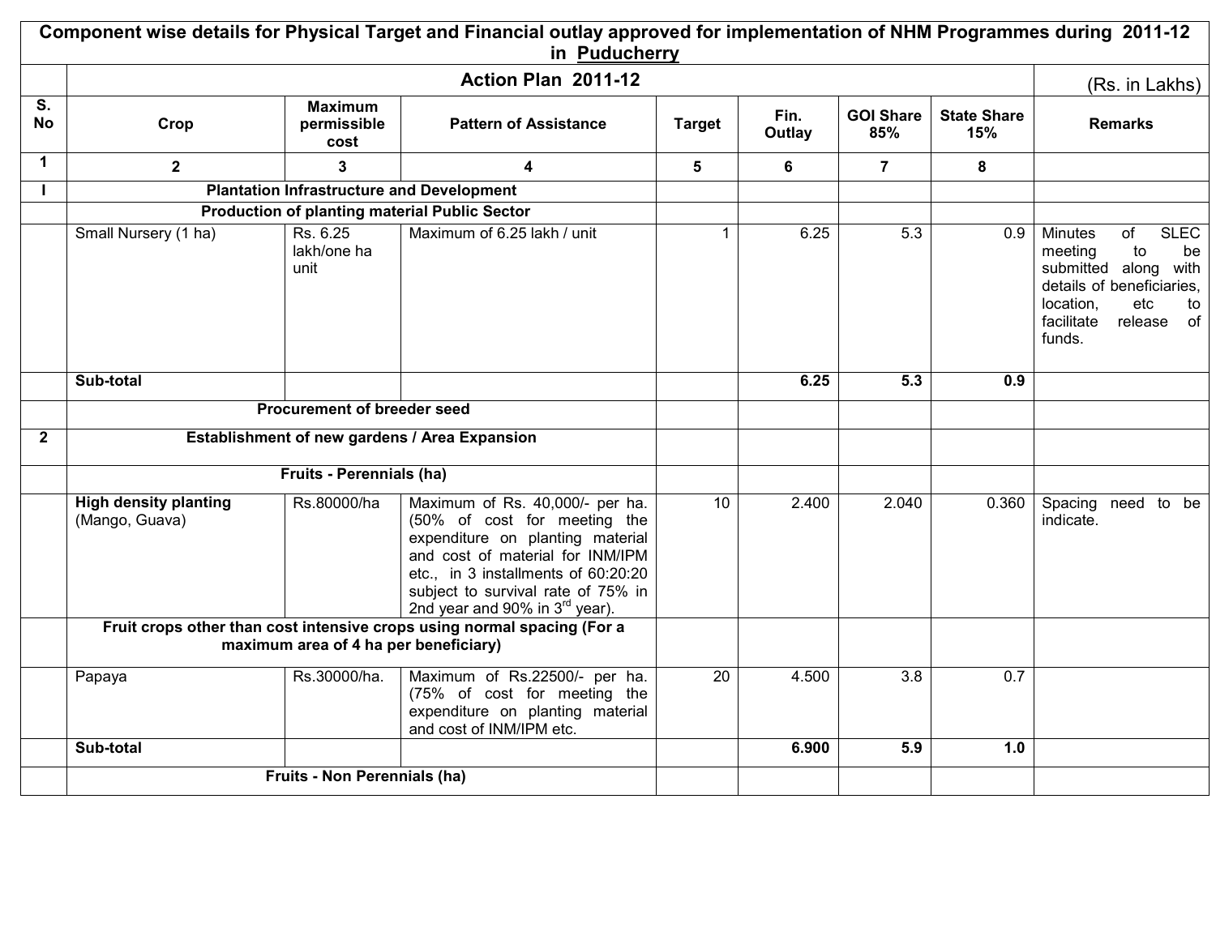## Component wise details for Physical Target and Financial outlay approved for implementation of NHM Programmes during 2011-12 in Puducherry

| | Action Plan 2011-12 | | | | | | | (Rs. in Lakhs) |
|---|---|---|---|---|---|---|---|---|
| S. No | Crop | Maximum permissible cost | Pattern of Assistance | Target | Fin. Outlay | GOI Share 85% | State Share 15% | Remarks |
| 1 | 2 | 3 | 4 | 5 | 6 | 7 | 8 | |
| I | **Plantation Infrastructure and Development** | | | | | | | |
| | **Production of planting material Public Sector** | | | | | | | |
| | Small Nursery (1 ha) | Rs. 6.25 lakh/one ha unit | Maximum of 6.25 lakh / unit | 1 | 6.25 | 5.3 | 0.9 | Minutes of SLEC meeting to be submitted along with details of beneficiaries, location, etc to facilitate release of funds. |
| | **Sub-total** | | | | **6.25** | **5.3** | **0.9** | |
| | **Procurement of breeder seed** | | | | | | | |
| 2 | **Establishment of new gardens / Area Expansion** | | | | | | | |
| | **Fruits - Perennials (ha)** | | | | | | | |
| | **High density planting** (Mango, Guava) | Rs.80000/ha | Maximum of Rs. 40,000/- per ha. (50% of cost for meeting the expenditure on planting material and cost of material for INM/IPM etc., in 3 installments of 60:20:20 subject to survival rate of 75% in 2nd year and 90% in 3rd year). | 10 | 2.400 | 2.040 | 0.360 | Spacing need to be indicate. |
| | **Fruit crops other than cost intensive crops using normal spacing (For a maximum area of 4 ha per beneficiary)** | | | | | | | |
| | Papaya | Rs.30000/ha. | Maximum of Rs.22500/- per ha. (75% of cost for meeting the expenditure on planting material and cost of INM/IPM etc. | 20 | 4.500 | 3.8 | 0.7 | |
| | **Sub-total** | | | | **6.900** | **5.9** | **1.0** | |
| | **Fruits - Non Perennials (ha)** | | | | | | | |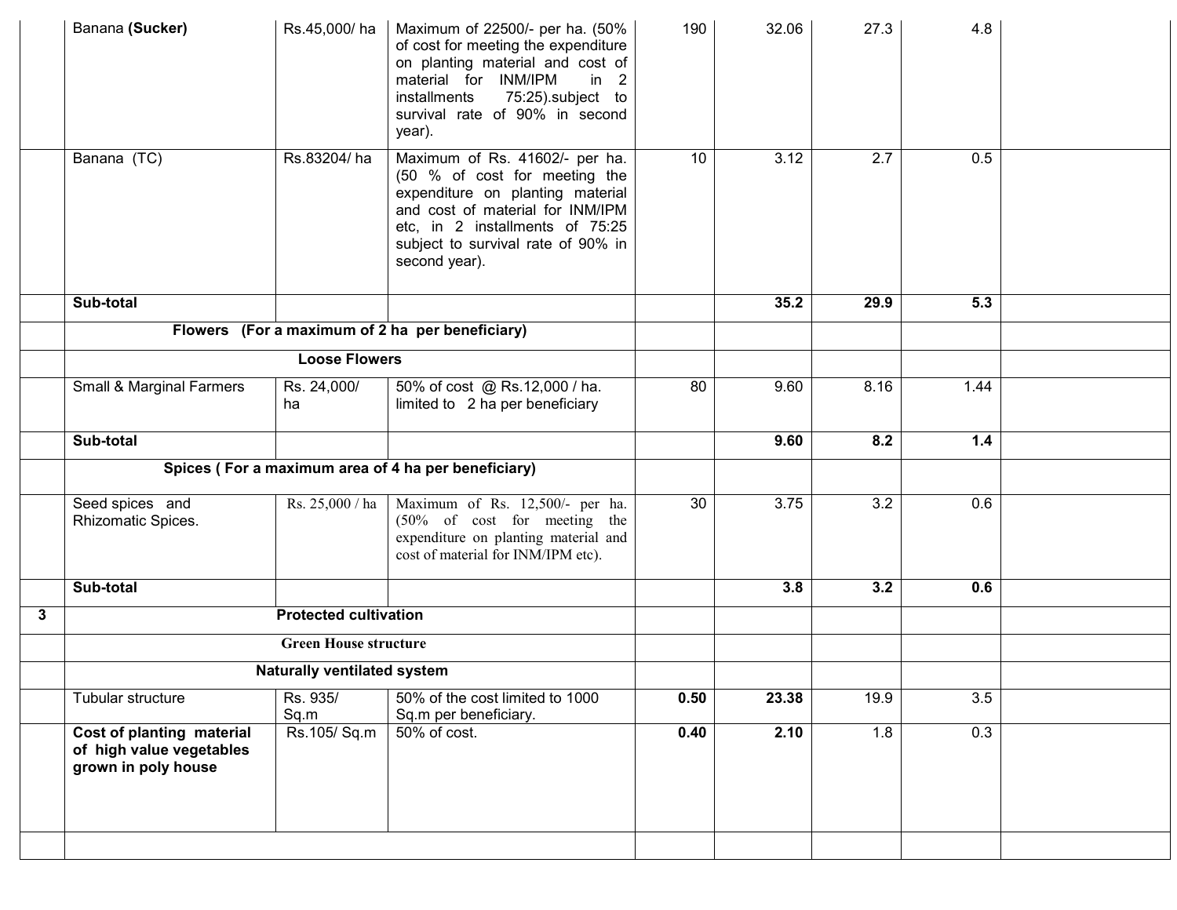| | | | | | | | | |
|---|---|---|---|---|---|---|---|---|
| | Banana **(Sucker)** | Rs.45,000/ ha | Maximum of 22500/- per ha. (50% of cost for meeting the expenditure on planting material and cost of material for INM/IPM in 2 installments 75:25).subject to survival rate of 90% in second year). | 190 | 32.06 | 27.3 | 4.8 | |
| | Banana (TC) | Rs.83204/ ha | Maximum of Rs. 41602/- per ha. (50 % of cost for meeting the expenditure on planting material and cost of material for INM/IPM etc, in 2 installments of 75:25 subject to survival rate of 90% in second year). | 10 | 3.12 | 2.7 | 0.5 | |
| | **Sub-total** | | | | **35.2** | **29.9** | **5.3** | |
| | **Flowers (For a maximum of 2 ha per beneficiary)** | | | | | | | |
| | **Loose Flowers** | | | | | | | |
| | Small & Marginal Farmers | Rs. 24,000/ ha | 50% of cost @ Rs.12,000 / ha. limited to 2 ha per beneficiary | 80 | 9.60 | 8.16 | 1.44 | |
| | **Sub-total** | | | | **9.60** | **8.2** | **1.4** | |
| | **Spices ( For a maximum area of 4 ha per beneficiary)** | | | | | | | |
| | Seed spices and Rhizomatic Spices. | Rs. 25,000 / ha | Maximum of Rs. 12,500/- per ha. (50% of cost for meeting the expenditure on planting material and cost of material for INM/IPM etc). | 30 | 3.75 | 3.2 | 0.6 | |
| | **Sub-total** | | | | **3.8** | **3.2** | **0.6** | |
| **3** | **Protected cultivation** | | | | | | | |
| | **Green House structure** | | | | | | | |
| | **Naturally ventilated system** | | | | | | | |
| | Tubular structure | Rs. 935/ Sq.m | 50% of the cost limited to 1000 Sq.m per beneficiary. | **0.50** | **23.38** | 19.9 | 3.5 | |
| | **Cost of planting material of high value vegetables grown in poly house** | Rs.105/ Sq.m | 50% of cost. | **0.40** | **2.10** | 1.8 | 0.3 | |
| | | | | | | | | |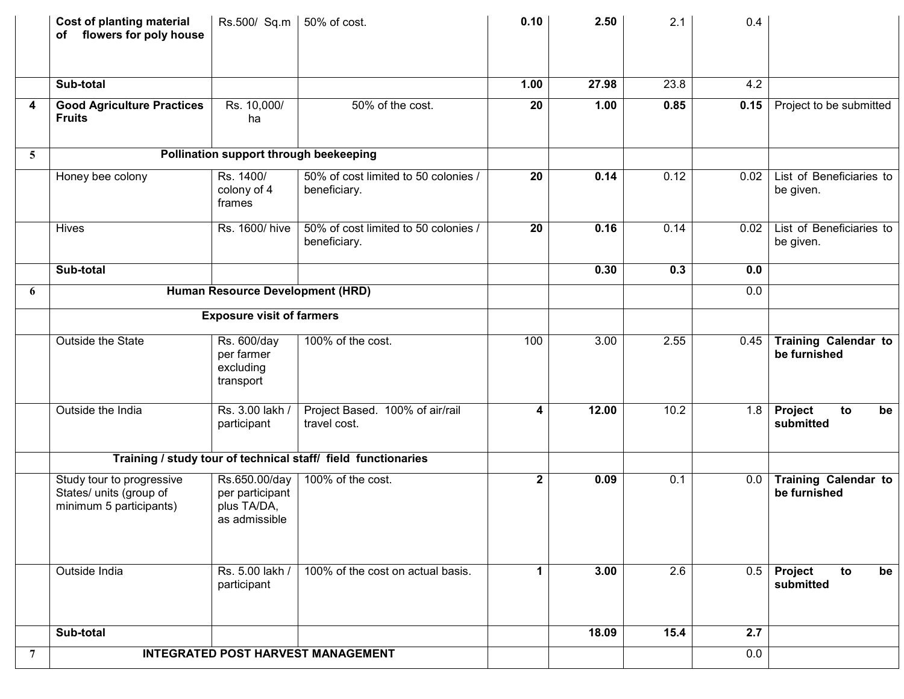| | | | | | | | | |
|---|---|---|---|---|---|---|---|---|
| | **Cost of planting material of flowers for poly house** | Rs.500/ Sq.m | 50% of cost. | **0.10** | **2.50** | 2.1 | 0.4 | |
| | **Sub-total** | | | **1.00** | **27.98** | 23.8 | 4.2 | |
| **4** | **Good Agriculture Practices Fruits** | Rs. 10,000/ ha | 50% of the cost. | **20** | **1.00** | **0.85** | **0.15** | Project to be submitted |
| **5** | **Pollination support through beekeeping** | | | | | | | |
| | Honey bee colony | Rs. 1400/ colony of 4 frames | 50% of cost limited to 50 colonies / beneficiary. | **20** | **0.14** | 0.12 | 0.02 | List of Beneficiaries to be given. |
| | Hives | Rs. 1600/ hive | 50% of cost limited to 50 colonies / beneficiary. | **20** | **0.16** | 0.14 | 0.02 | List of Beneficiaries to be given. |
| | **Sub-total** | | | | **0.30** | **0.3** | **0.0** | |
| **6** | **Human Resource Development (HRD)** | | | | | | 0.0 | |
| | **Exposure visit of farmers** | | | | | | | |
| | Outside the State | Rs. 600/day per farmer excluding transport | 100% of the cost. | 100 | 3.00 | 2.55 | 0.45 | **Training Calendar to be furnished** |
| | Outside the India | Rs. 3.00 lakh / participant | Project Based. 100% of air/rail travel cost. | **4** | **12.00** | 10.2 | 1.8 | **Project to be submitted** |
| | **Training / study tour of technical staff/ field functionaries** | | | | | | | |
| | Study tour to progressive States/ units (group of minimum 5 participants) | Rs.650.00/day per participant plus TA/DA, as admissible | 100% of the cost. | **2** | **0.09** | 0.1 | 0.0 | **Training Calendar to be furnished** |
| | Outside India | Rs. 5.00 lakh / participant | 100% of the cost on actual basis. | **1** | **3.00** | 2.6 | 0.5 | **Project to be submitted** |
| | **Sub-total** | | | | **18.09** | **15.4** | **2.7** | |
| **7** | **INTEGRATED POST HARVEST MANAGEMENT** | | | | | | 0.0 | |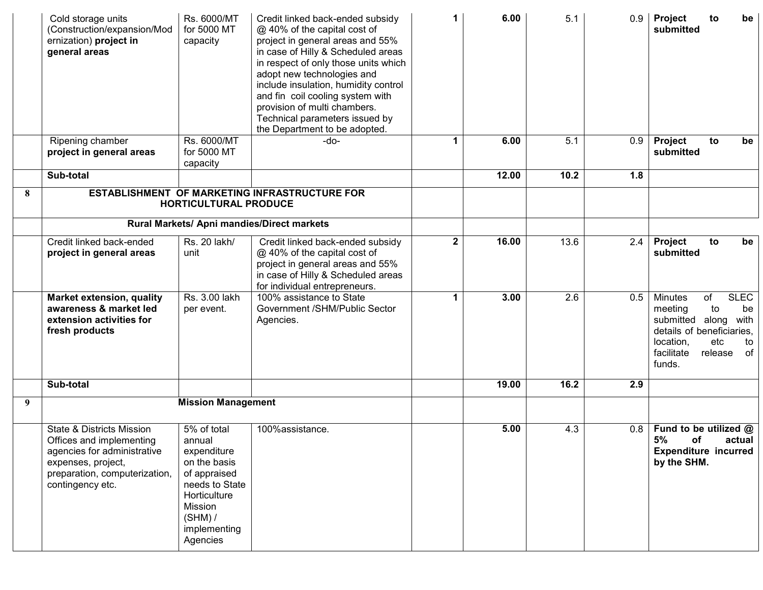| | | | | | | | | |
|---|---|---|---|---|---|---|---|---|
| | Cold storage units (Construction/expansion/Modernization) **project in general areas** | Rs. 6000/MT for 5000 MT capacity | Credit linked back-ended subsidy @ 40% of the capital cost of project in general areas and 55% in case of Hilly & Scheduled areas in respect of only those units which adopt new technologies and include insulation, humidity control and fin coil cooling system with provision of multi chambers. Technical parameters issued by the Department to be adopted. | **1** | **6.00** | 5.1 | 0.9 | **Project to be submitted** |
| | Ripening chamber **project in general areas** | Rs. 6000/MT for 5000 MT capacity | -do- | **1** | **6.00** | 5.1 | 0.9 | **Project to be submitted** |
| | **Sub-total** | | | | **12.00** | **10.2** | **1.8** | |
| **8** | **ESTABLISHMENT OF MARKETING INFRASTRUCTURE FOR HORTICULTURAL PRODUCE** | | | | | | | |
| | **Rural Markets/ Apni mandies/Direct markets** | | | | | | | |
| | Credit linked back-ended **project in general areas** | Rs. 20 lakh/ unit | Credit linked back-ended subsidy @ 40% of the capital cost of project in general areas and 55% in case of Hilly & Scheduled areas for individual entrepreneurs. | **2** | **16.00** | 13.6 | 2.4 | **Project to be submitted** |
| | **Market extension, quality awareness & market led extension activities for fresh products** | Rs. 3.00 lakh per event. | 100% assistance to State Government /SHM/Public Sector Agencies. | **1** | **3.00** | 2.6 | 0.5 | Minutes of SLEC meeting to be submitted along with details of beneficiaries, location, etc to facilitate release of funds. |
| | **Sub-total** | | | | **19.00** | **16.2** | **2.9** | |
| **9** | **Mission Management** | | | | | | | |
| | State & Districts Mission Offices and implementing agencies for administrative expenses, project, preparation, computerization, contingency etc. | 5% of total annual expenditure on the basis of appraised needs to State Horticulture Mission (SHM) / implementing Agencies | 100%assistance. | | **5.00** | 4.3 | 0.8 | **Fund to be utilized @ 5% of actual Expenditure incurred by the SHM.** |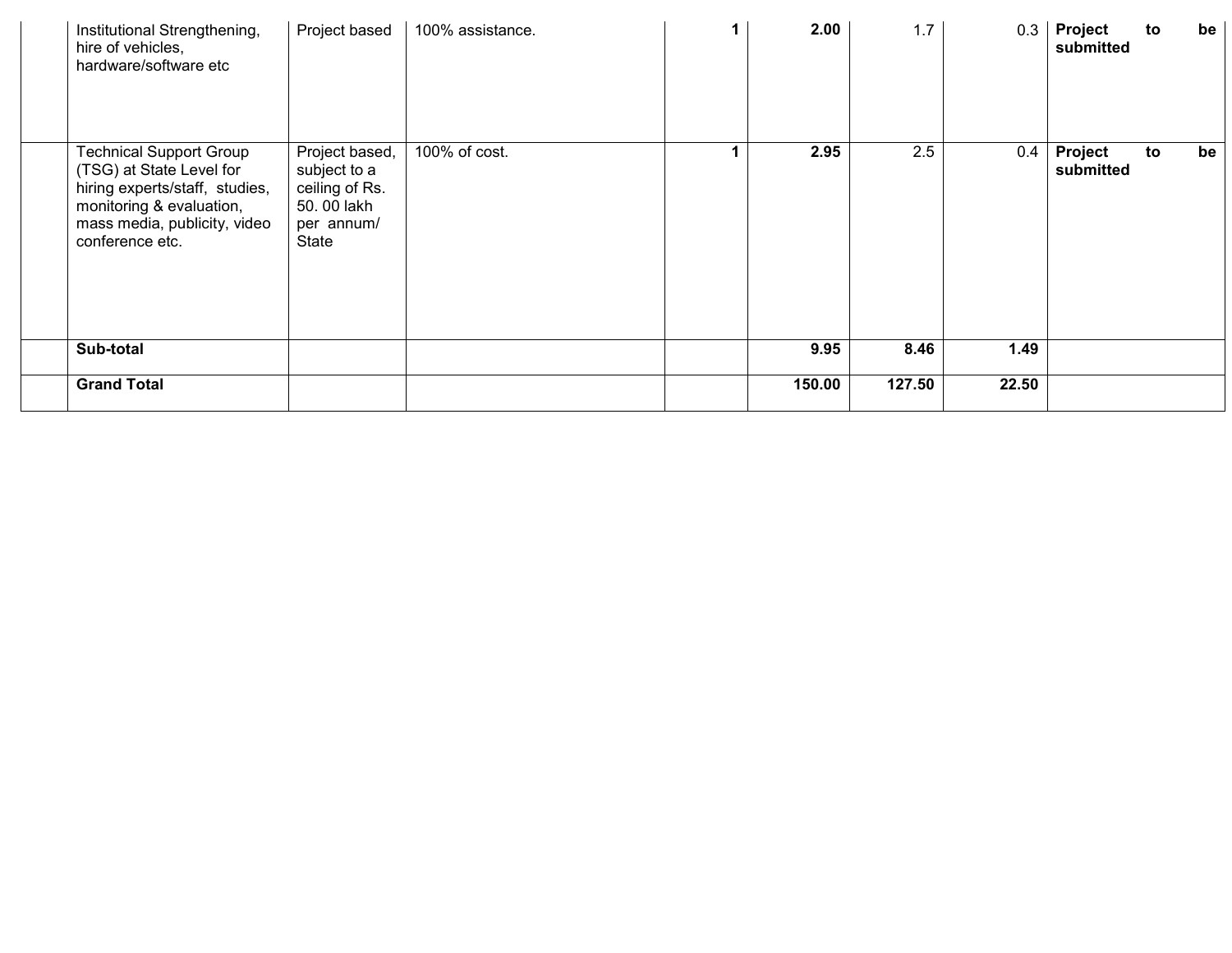| | | | | | | | | |
|---|---|---|---|---|---|---|---|---|
| | Institutional Strengthening, hire of vehicles, hardware/software etc | Project based | 100% assistance. | **1** | **2.00** | 1.7 | 0.3 | **Project to be submitted** |
| | Technical Support Group (TSG) at State Level for hiring experts/staff, studies, monitoring & evaluation, mass media, publicity, video conference etc. | Project based, subject to a ceiling of Rs. 50. 00 lakh per annum/ State | 100% of cost. | **1** | **2.95** | 2.5 | 0.4 | **Project to be submitted** |
| | **Sub-total** | | | | **9.95** | **8.46** | **1.49** | |
| | **Grand Total** | | | | **150.00** | **127.50** | **22.50** | |